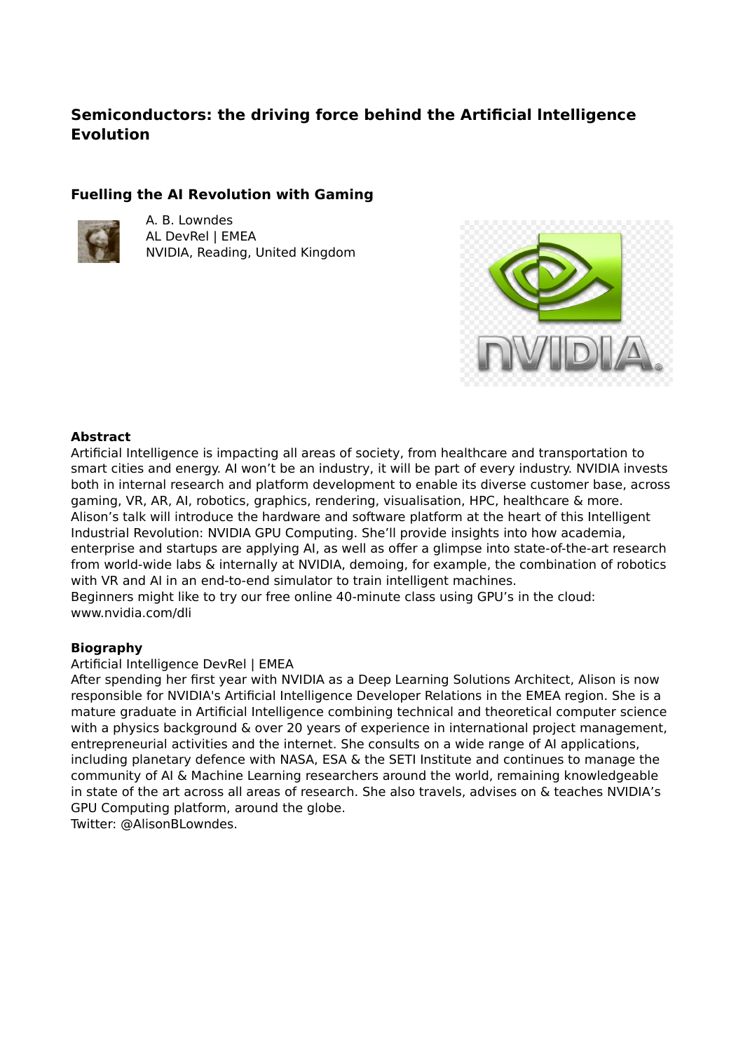# Semiconductors: the driving force behind the Artificial Intelligence Evolution

## Fuelling the AI Revolution with Gaming

A. B. Lowndes
AL DevRel | EMEA
NVIDIA, Reading, United Kingdom

**Abstract**

Artificial Intelligence is impacting all areas of society, from healthcare and transportation to smart cities and energy. AI won't be an industry, it will be part of every industry. NVIDIA invests both in internal research and platform development to enable its diverse customer base, across gaming, VR, AR, AI, robotics, graphics, rendering, visualisation, HPC, healthcare & more. Alison's talk will introduce the hardware and software platform at the heart of this Intelligent Industrial Revolution: NVIDIA GPU Computing. She'll provide insights into how academia, enterprise and startups are applying AI, as well as offer a glimpse into state-of-the-art research from world-wide labs & internally at NVIDIA, demoing, for example, the combination of robotics with VR and AI in an end-to-end simulator to train intelligent machines.
Beginners might like to try our free online 40-minute class using GPU's in the cloud: www.nvidia.com/dli

**Biography**

Artificial Intelligence DevRel | EMEA
After spending her first year with NVIDIA as a Deep Learning Solutions Architect, Alison is now responsible for NVIDIA's Artificial Intelligence Developer Relations in the EMEA region. She is a mature graduate in Artificial Intelligence combining technical and theoretical computer science with a physics background & over 20 years of experience in international project management, entrepreneurial activities and the internet. She consults on a wide range of AI applications, including planetary defence with NASA, ESA & the SETI Institute and continues to manage the community of AI & Machine Learning researchers around the world, remaining knowledgeable in state of the art across all areas of research. She also travels, advises on & teaches NVIDIA's GPU Computing platform, around the globe.
Twitter: @AlisonBLowndes.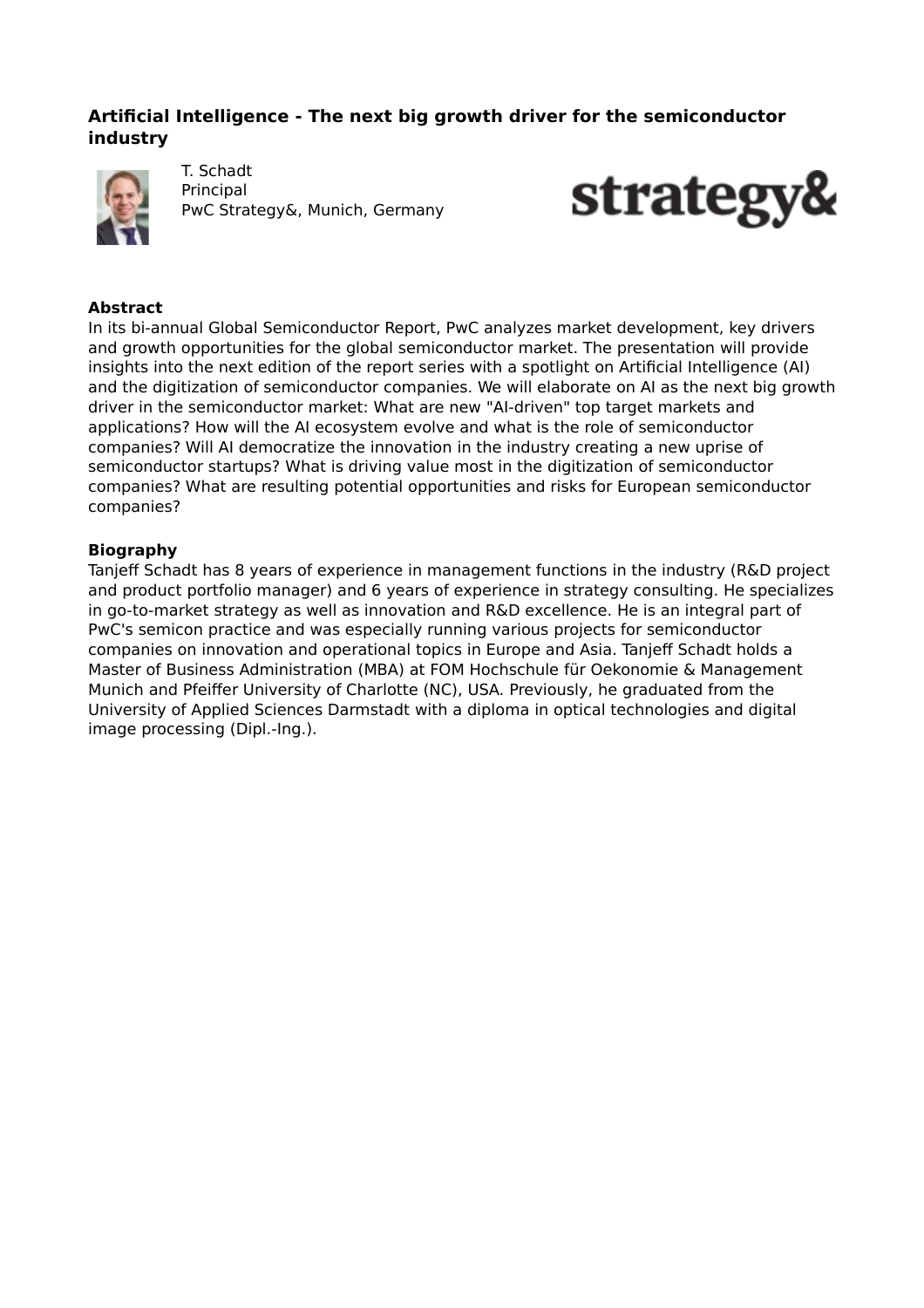# Artificial Intelligence - The next big growth driver for the semiconductor industry

T. Schadt
Principal
PwC Strategy&, Munich, Germany

strategy&

**Abstract**

In its bi-annual Global Semiconductor Report, PwC analyzes market development, key drivers and growth opportunities for the global semiconductor market. The presentation will provide insights into the next edition of the report series with a spotlight on Artificial Intelligence (AI) and the digitization of semiconductor companies. We will elaborate on AI as the next big growth driver in the semiconductor market: What are new "AI-driven" top target markets and applications? How will the AI ecosystem evolve and what is the role of semiconductor companies? Will AI democratize the innovation in the industry creating a new uprise of semiconductor startups? What is driving value most in the digitization of semiconductor companies? What are resulting potential opportunities and risks for European semiconductor companies?

**Biography**

Tanjeff Schadt has 8 years of experience in management functions in the industry (R&D project and product portfolio manager) and 6 years of experience in strategy consulting. He specializes in go-to-market strategy as well as innovation and R&D excellence. He is an integral part of PwC's semicon practice and was especially running various projects for semiconductor companies on innovation and operational topics in Europe and Asia. Tanjeff Schadt holds a Master of Business Administration (MBA) at FOM Hochschule für Oekonomie & Management Munich and Pfeiffer University of Charlotte (NC), USA. Previously, he graduated from the University of Applied Sciences Darmstadt with a diploma in optical technologies and digital image processing (Dipl.-Ing.).